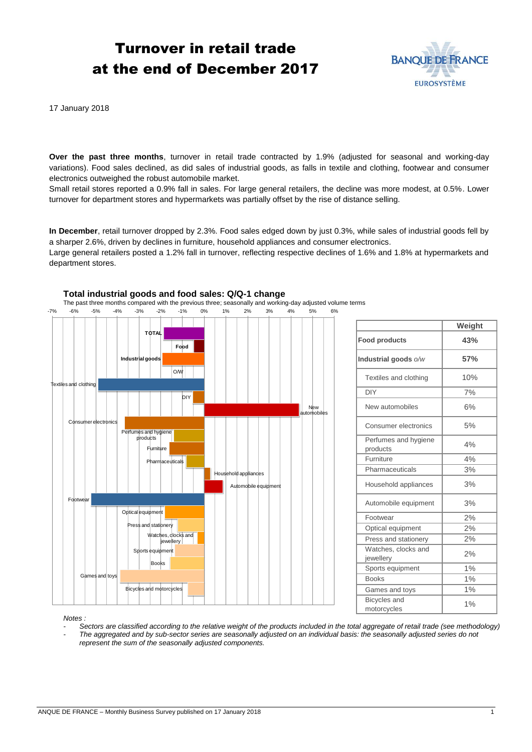# Turnover in retail trade at the end of December 2017

17 January 2018

**Over the past three months**, turnover in retail trade contracted by 1.9% (adjusted for seasonal and working-day variations). Food sales declined, as did sales of industrial goods, as falls in textile and clothing, footwear and consumer electronics outweighed the robust automobile market.

Small retail stores reported a 0.9% fall in sales. For large general retailers, the decline was more modest, at 0.5%. Lower turnover for department stores and hypermarkets was partially offset by the rise of distance selling.

**In December**, retail turnover dropped by 2.3%. Food sales edged down by just 0.3%, while sales of industrial goods fell by a sharper 2.6%, driven by declines in furniture, household appliances and consumer electronics.

Large general retailers posted a 1.2% fall in turnover, reflecting respective declines of 1.6% and 1.8% at hypermarkets and department stores.

**Total industrial goods and food sales: Q/Q-1 change**

The past three months compared with the previous three; seasonally and working-day adjusted volume terms

|  | Weight |
|---|---|
| **Food products** | **43%** |
| **Industrial goods** *o/w* | **57%** |
| Textiles and clothing | 10% |
| DIY | 7% |
| New automobiles | 6% |
| Consumer electronics | 5% |
| Perfumes and hygiene products | 4% |
| Furniture | 4% |
| Pharmaceuticals | 3% |
| Household appliances | 3% |
| Automobile equipment | 3% |
| Footwear | 2% |
| Optical equipment | 2% |
| Press and stationery | 2% |
| Watches, clocks and jewellery | 2% |
| Sports equipment | 1% |
| Books | 1% |
| Games and toys | 1% |
| Bicycles and motorcycles | 1% |

*Notes :*

- *Sectors are classified according to the relative weight of the products included in the total aggregate of retail trade (see methodology)*
- *The aggregated and by sub-sector series are seasonally adjusted on an individual basis: the seasonally adjusted series do not represent the sum of the seasonally adjusted components.*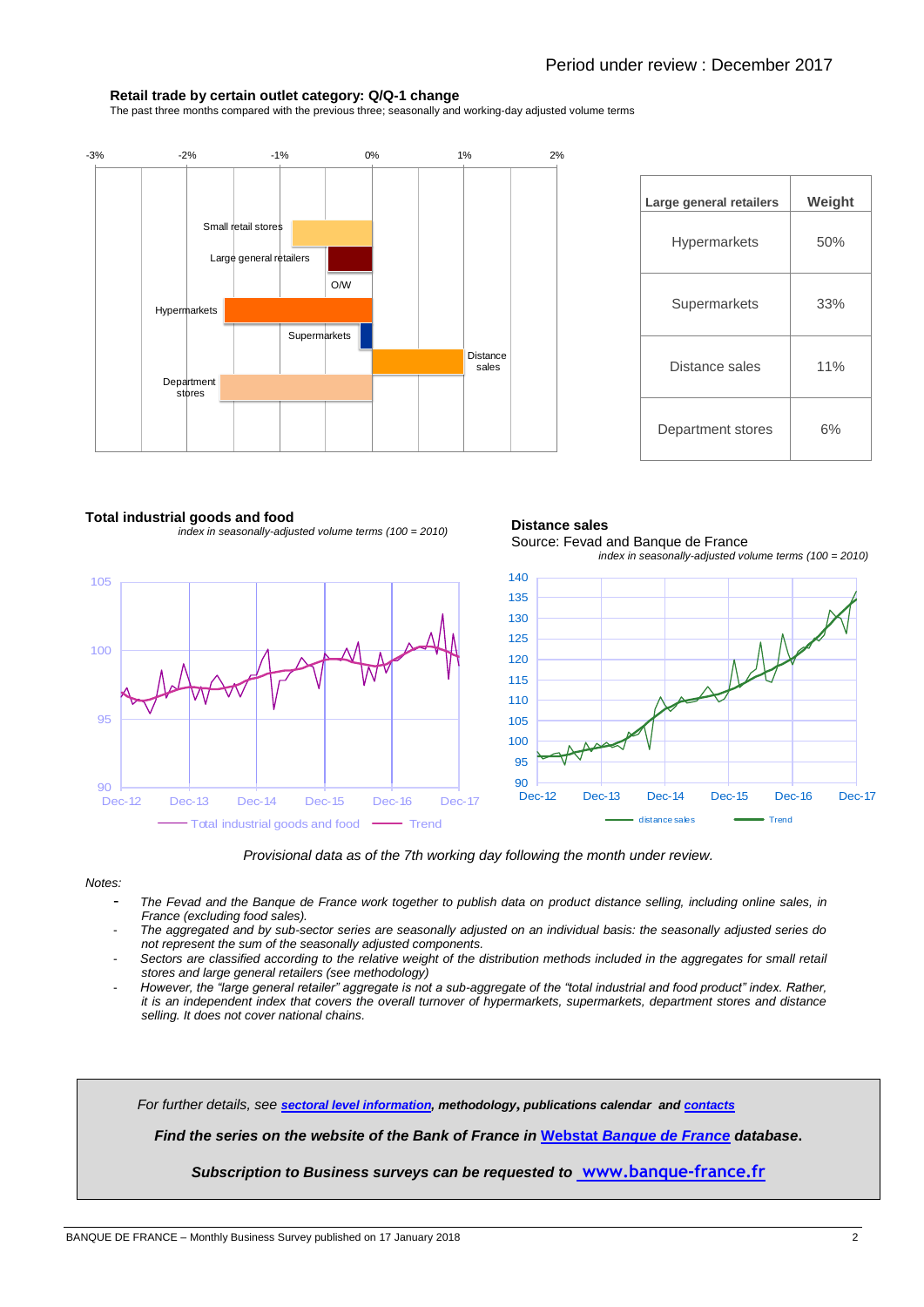Period under review : December 2017

### Retail trade by certain outlet category: Q/Q-1 change

The past three months compared with the previous three; seasonally and working-day adjusted volume terms

-3%
-2%
-1%
0%
1%
2%

Small retail stores
Large general retailers
O/W
Hypermarkets
Supermarkets
Distance sales
Department stores

| Large general retailers | Weight |
|---|---|
| Hypermarkets | 50% |
| Supermarkets | 33% |
| Distance sales | 11% |
| Department stores | 6% |

### Total industrial goods and food

*index in seasonally-adjusted volume terms (100 = 2010)*

105
100
95
90
Dec-12
Dec-13
Dec-14
Dec-15
Dec-16
Dec-17

Total industrial goods and food
Trend

### Distance sales

Source: Fevad and Banque de France

*index in seasonally-adjusted volume terms (100 = 2010)*

140
135
130
125
120
115
110
105
100
95
90
Dec-12
Dec-13
Dec-14
Dec-15
Dec-16
Dec-17

distance sales
Trend

*Provisional data as of the 7th working day following the month under review.*

*Notes:*

- *The Fevad and the Banque de France work together to publish data on product distance selling, including online sales, in France (excluding food sales).*
- *The aggregated and by sub-sector series are seasonally adjusted on an individual basis: the seasonally adjusted series do not represent the sum of the seasonally adjusted components.*
- *Sectors are classified according to the relative weight of the distribution methods included in the aggregates for small retail stores and large general retailers (see methodology)*
- *However, the "large general retailer" aggregate is not a sub-aggregate of the "total industrial and food product" index. Rather, it is an independent index that covers the overall turnover of hypermarkets, supermarkets, department stores and distance selling. It does not cover national chains.*

*For further details, see **sectoral level information**, **methodology**, **publications calendar** and **contacts***

***Find the series on the website of the Bank of France in Webstat Banque de France database.***

***Subscription to Business surveys can be requested to www.banque-france.fr***

BANQUE DE FRANCE – Monthly Business Survey published on 17 January 2018